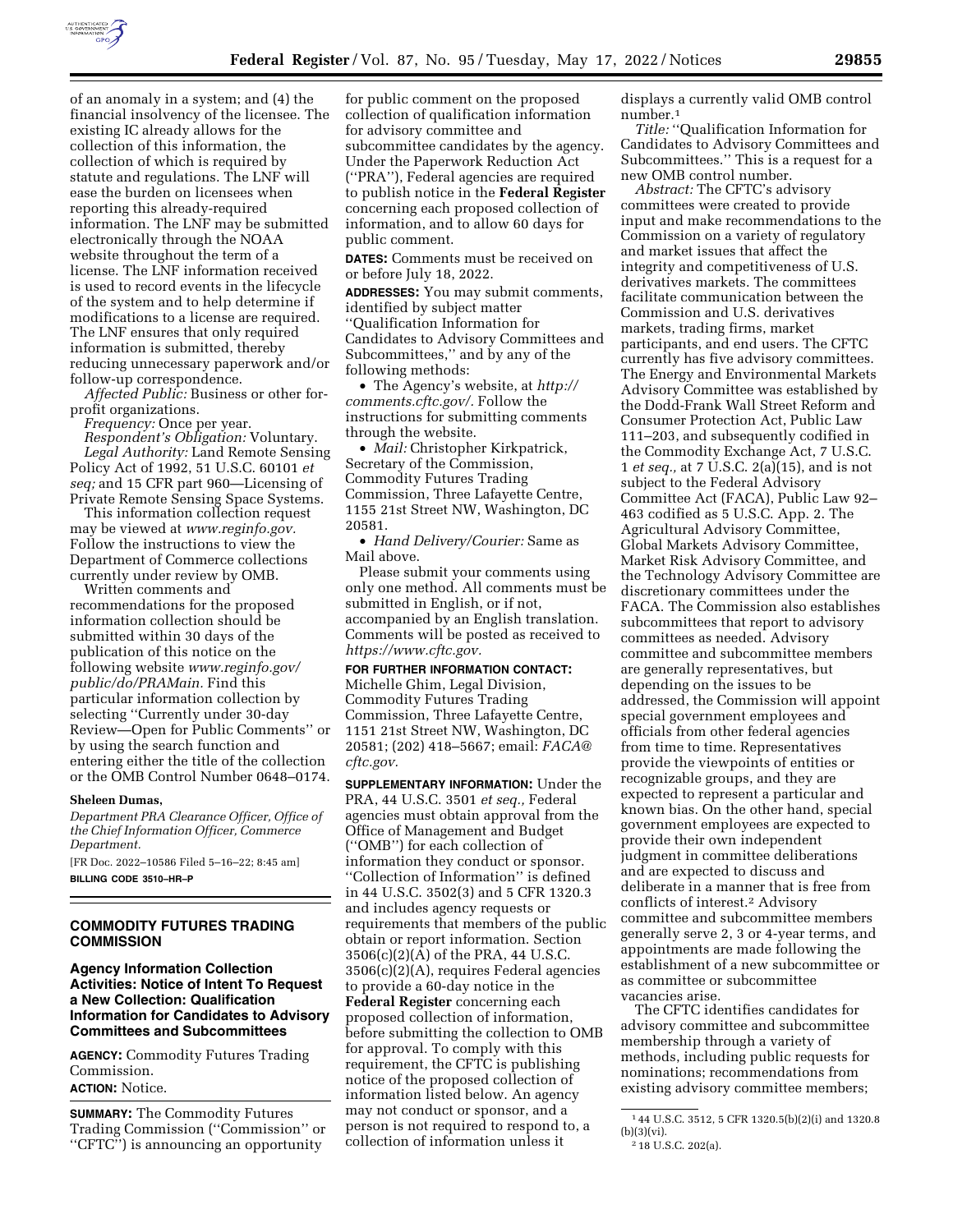of an anomaly in a system; and (4) the financial insolvency of the licensee. The existing IC already allows for the collection of this information, the collection of which is required by statute and regulations. The LNF will ease the burden on licensees when reporting this already-required information. The LNF may be submitted electronically through the NOAA website throughout the term of a license. The LNF information received is used to record events in the lifecycle of the system and to help determine if modifications to a license are required. The LNF ensures that only required information is submitted, thereby reducing unnecessary paperwork and/or follow-up correspondence.

*Affected Public:* Business or other for-profit organizations.

*Frequency:* Once per year.

*Respondent's Obligation:* Voluntary.

*Legal Authority:* Land Remote Sensing Policy Act of 1992, 51 U.S.C. 60101 *et seq;* and 15 CFR part 960—Licensing of Private Remote Sensing Space Systems.

This information collection request may be viewed at *www.reginfo.gov.* Follow the instructions to view the Department of Commerce collections currently under review by OMB.

Written comments and recommendations for the proposed information collection should be submitted within 30 days of the publication of this notice on the following website *www.reginfo.gov/public/do/PRAMain.* Find this particular information collection by selecting ''Currently under 30-day Review—Open for Public Comments'' or by using the search function and entering either the title of the collection or the OMB Control Number 0648–0174.

**Sheleen Dumas,**

*Department PRA Clearance Officer, Office of the Chief Information Officer, Commerce Department.*

[FR Doc. 2022–10586 Filed 5–16–22; 8:45 am]

**BILLING CODE 3510–HR–P**

## COMMODITY FUTURES TRADING COMMISSION

### Agency Information Collection Activities: Notice of Intent To Request a New Collection: Qualification Information for Candidates to Advisory Committees and Subcommittees

**AGENCY:** Commodity Futures Trading Commission.

**ACTION:** Notice.

**SUMMARY:** The Commodity Futures Trading Commission (''Commission'' or ''CFTC'') is announcing an opportunity for public comment on the proposed collection of qualification information for advisory committee and subcommittee candidates by the agency. Under the Paperwork Reduction Act (''PRA''), Federal agencies are required to publish notice in the **Federal Register** concerning each proposed collection of information, and to allow 60 days for public comment.

**DATES:** Comments must be received on or before July 18, 2022.

**ADDRESSES:** You may submit comments, identified by subject matter ''Qualification Information for Candidates to Advisory Committees and Subcommittees,'' and by any of the following methods:

- The Agency's website, at *http://comments.cftc.gov/.* Follow the instructions for submitting comments through the website.
- *Mail:* Christopher Kirkpatrick, Secretary of the Commission, Commodity Futures Trading Commission, Three Lafayette Centre, 1155 21st Street NW, Washington, DC 20581.
- *Hand Delivery/Courier:* Same as Mail above.

Please submit your comments using only one method. All comments must be submitted in English, or if not, accompanied by an English translation. Comments will be posted as received to *https://www.cftc.gov.*

**FOR FURTHER INFORMATION CONTACT:** Michelle Ghim, Legal Division, Commodity Futures Trading Commission, Three Lafayette Centre, 1151 21st Street NW, Washington, DC 20581; (202) 418–5667; email: *FACA@cftc.gov.*

**SUPPLEMENTARY INFORMATION:** Under the PRA, 44 U.S.C. 3501 *et seq.,* Federal agencies must obtain approval from the Office of Management and Budget (''OMB'') for each collection of information they conduct or sponsor. ''Collection of Information'' is defined in 44 U.S.C. 3502(3) and 5 CFR 1320.3 and includes agency requests or requirements that members of the public obtain or report information. Section 3506(c)(2)(A) of the PRA, 44 U.S.C. 3506(c)(2)(A), requires Federal agencies to provide a 60-day notice in the **Federal Register** concerning each proposed collection of information, before submitting the collection to OMB for approval. To comply with this requirement, the CFTC is publishing notice of the proposed collection of information listed below. An agency may not conduct or sponsor, and a person is not required to respond to, a collection of information unless it displays a currently valid OMB control number.[1]

*Title:* ''Qualification Information for Candidates to Advisory Committees and Subcommittees.'' This is a request for a new OMB control number.

*Abstract:* The CFTC's advisory committees were created to provide input and make recommendations to the Commission on a variety of regulatory and market issues that affect the integrity and competitiveness of U.S. derivatives markets. The committees facilitate communication between the Commission and U.S. derivatives markets, trading firms, market participants, and end users. The CFTC currently has five advisory committees. The Energy and Environmental Markets Advisory Committee was established by the Dodd-Frank Wall Street Reform and Consumer Protection Act, Public Law 111–203, and subsequently codified in the Commodity Exchange Act, 7 U.S.C. 1 *et seq.,* at 7 U.S.C. 2(a)(15), and is not subject to the Federal Advisory Committee Act (FACA), Public Law 92–463 codified as 5 U.S.C. App. 2. The Agricultural Advisory Committee, Global Markets Advisory Committee, Market Risk Advisory Committee, and the Technology Advisory Committee are discretionary committees under the FACA. The Commission also establishes subcommittees that report to advisory committees as needed. Advisory committee and subcommittee members are generally representatives, but depending on the issues to be addressed, the Commission will appoint special government employees and officials from other federal agencies from time to time. Representatives provide the viewpoints of entities or recognizable groups, and they are expected to represent a particular and known bias. On the other hand, special government employees are expected to provide their own independent judgment in committee deliberations and are expected to discuss and deliberate in a manner that is free from conflicts of interest.[2] Advisory committee and subcommittee members generally serve 2, 3 or 4-year terms, and appointments are made following the establishment of a new subcommittee or as committee or subcommittee vacancies arise.

The CFTC identifies candidates for advisory committee and subcommittee membership through a variety of methods, including public requests for nominations; recommendations from existing advisory committee members;

---

[1] 44 U.S.C. 3512, 5 CFR 1320.5(b)(2)(i) and 1320.8 (b)(3)(vi).

[2] 18 U.S.C. 202(a).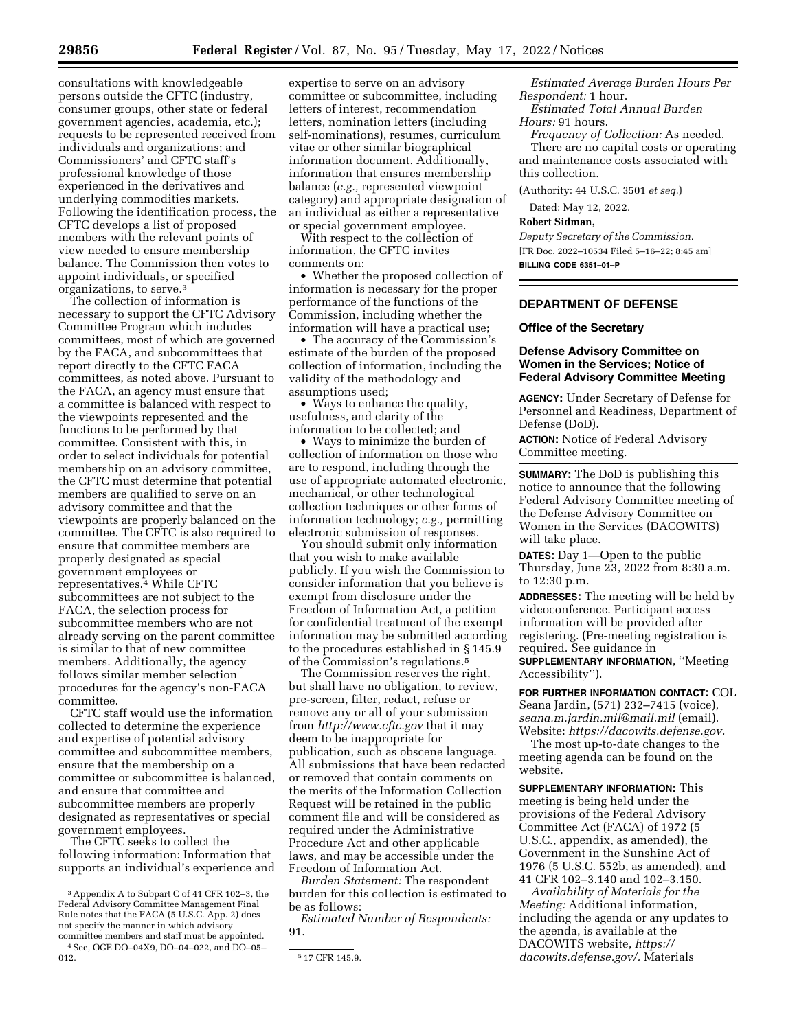consultations with knowledgeable persons outside the CFTC (industry, consumer groups, other state or federal government agencies, academia, etc.); requests to be represented received from individuals and organizations; and Commissioners' and CFTC staff's professional knowledge of those experienced in the derivatives and underlying commodities markets. Following the identification process, the CFTC develops a list of proposed members with the relevant points of view needed to ensure membership balance. The Commission then votes to appoint individuals, or specified organizations, to serve.[3]

The collection of information is necessary to support the CFTC Advisory Committee Program which includes committees, most of which are governed by the FACA, and subcommittees that report directly to the CFTC FACA committees, as noted above. Pursuant to the FACA, an agency must ensure that a committee is balanced with respect to the viewpoints represented and the functions to be performed by that committee. Consistent with this, in order to select individuals for potential membership on an advisory committee, the CFTC must determine that potential members are qualified to serve on an advisory committee and that the viewpoints are properly balanced on the committee. The CFTC is also required to ensure that committee members are properly designated as special government employees or representatives.[4] While CFTC subcommittees are not subject to the FACA, the selection process for subcommittee members who are not already serving on the parent committee is similar to that of new committee members. Additionally, the agency follows similar member selection procedures for the agency's non-FACA committee.

CFTC staff would use the information collected to determine the experience and expertise of potential advisory committee and subcommittee members, ensure that the membership on a committee or subcommittee is balanced, and ensure that committee and subcommittee members are properly designated as representatives or special government employees.

The CFTC seeks to collect the following information: Information that supports an individual's experience and expertise to serve on an advisory committee or subcommittee, including letters of interest, recommendation letters, nomination letters (including self-nominations), resumes, curriculum vitae or other similar biographical information document. Additionally, information that ensures membership balance (*e.g.,* represented viewpoint category) and appropriate designation of an individual as either a representative or special government employee.

With respect to the collection of information, the CFTC invites comments on:

- Whether the proposed collection of information is necessary for the proper performance of the functions of the Commission, including whether the information will have a practical use;
- The accuracy of the Commission's estimate of the burden of the proposed collection of information, including the validity of the methodology and assumptions used;
- Ways to enhance the quality, usefulness, and clarity of the information to be collected; and
- Ways to minimize the burden of collection of information on those who are to respond, including through the use of appropriate automated electronic, mechanical, or other technological collection techniques or other forms of information technology; *e.g.,* permitting electronic submission of responses.

You should submit only information that you wish to make available publicly. If you wish the Commission to consider information that you believe is exempt from disclosure under the Freedom of Information Act, a petition for confidential treatment of the exempt information may be submitted according to the procedures established in § 145.9 of the Commission's regulations.[5]

The Commission reserves the right, but shall have no obligation, to review, pre-screen, filter, redact, refuse or remove any or all of your submission from *http://www.cftc.gov* that it may deem to be inappropriate for publication, such as obscene language. All submissions that have been redacted or removed that contain comments on the merits of the Information Collection Request will be retained in the public comment file and will be considered as required under the Administrative Procedure Act and other applicable laws, and may be accessible under the Freedom of Information Act.

*Burden Statement:* The respondent burden for this collection is estimated to be as follows:

*Estimated Number of Respondents:* 91.

*Estimated Average Burden Hours Per Respondent:* 1 hour.

*Estimated Total Annual Burden Hours:* 91 hours.

*Frequency of Collection:* As needed.

There are no capital costs or operating and maintenance costs associated with this collection.

(Authority: 44 U.S.C. 3501 *et seq.*)

Dated: May 12, 2022.

**Robert Sidman,**

*Deputy Secretary of the Commission.*

[FR Doc. 2022–10534 Filed 5–16–22; 8:45 am]

**BILLING CODE 6351–01–P**

---

[3] Appendix A to Subpart C of 41 CFR 102–3, the Federal Advisory Committee Management Final Rule notes that the FACA (5 U.S.C. App. 2) does not specify the manner in which advisory committee members and staff must be appointed.

[4] See, OGE DO–04X9, DO–04–022, and DO–05–012.

[5] 17 CFR 145.9.

---

## DEPARTMENT OF DEFENSE

### Office of the Secretary

### Defense Advisory Committee on Women in the Services; Notice of Federal Advisory Committee Meeting

**AGENCY:** Under Secretary of Defense for Personnel and Readiness, Department of Defense (DoD).

**ACTION:** Notice of Federal Advisory Committee meeting.

**SUMMARY:** The DoD is publishing this notice to announce that the following Federal Advisory Committee meeting of the Defense Advisory Committee on Women in the Services (DACOWITS) will take place.

**DATES:** Day 1—Open to the public Thursday, June 23, 2022 from 8:30 a.m. to 12:30 p.m.

**ADDRESSES:** The meeting will be held by videoconference. Participant access information will be provided after registering. (Pre-meeting registration is required. See guidance in **SUPPLEMENTARY INFORMATION**, ''Meeting Accessibility'').

**FOR FURTHER INFORMATION CONTACT:** COL Seana Jardin, (571) 232–7415 (voice), *seana.m.jardin.mil@mail.mil* (email). Website: *https://dacowits.defense.gov.*

The most up-to-date changes to the meeting agenda can be found on the website.

**SUPPLEMENTARY INFORMATION:** This meeting is being held under the provisions of the Federal Advisory Committee Act (FACA) of 1972 (5 U.S.C., appendix, as amended), the Government in the Sunshine Act of 1976 (5 U.S.C. 552b, as amended), and 41 CFR 102–3.140 and 102–3.150.

*Availability of Materials for the Meeting:* Additional information, including the agenda or any updates to the agenda, is available at the DACOWITS website, *https://dacowits.defense.gov/*. Materials